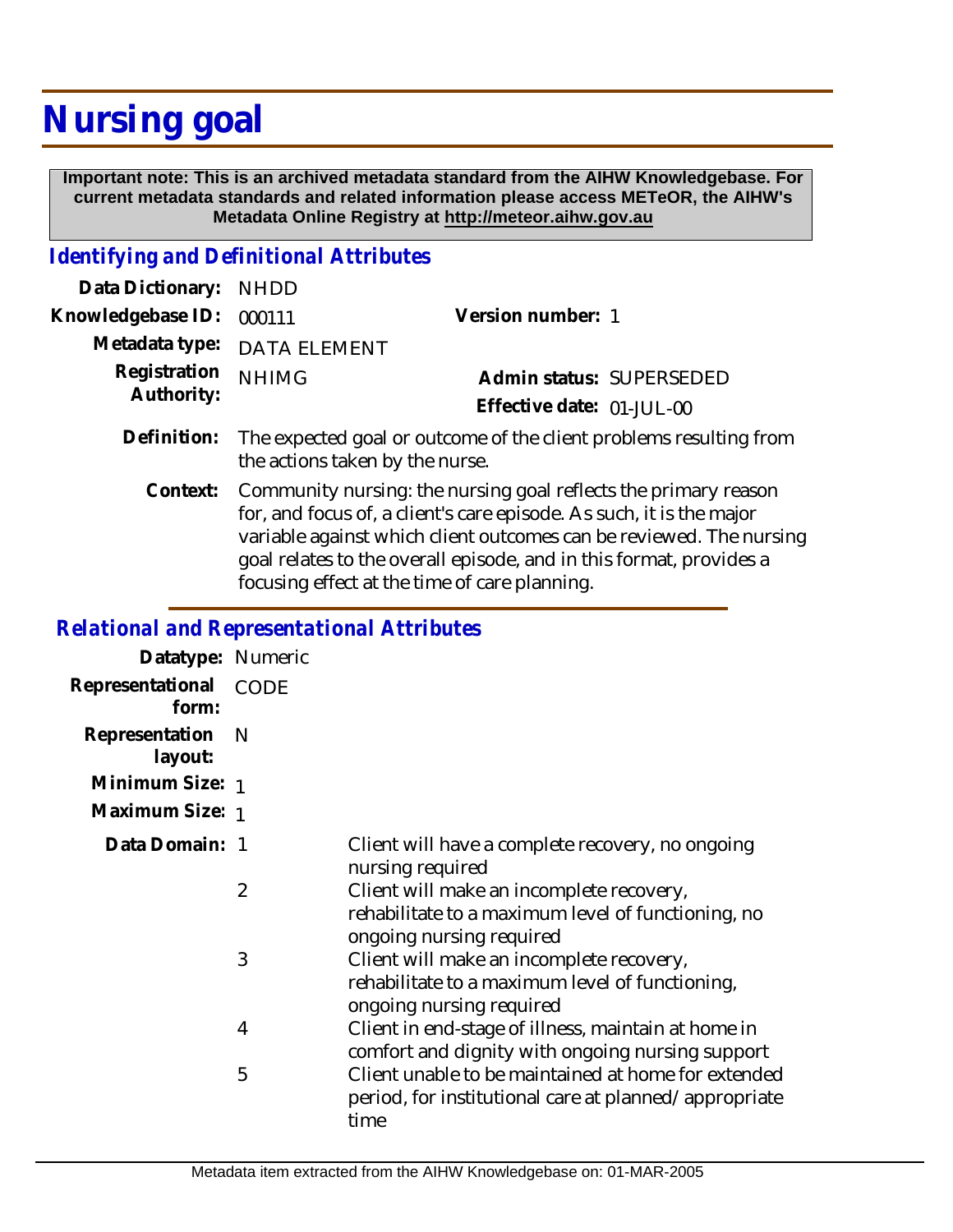# Nursing goal

**Important note: This is an archived metadata standard from the AIHW Knowledgebase. For current metadata standards and related information please access METeOR, the AIHW's Metadata Online Registry at http://meteor.aihw.gov.au**

## *Identifying and Definitional Attributes*

**Data Dictionary:** NHDD

**Knowledgebase ID:** 000111 **Version number:** 1

**Metadata type:** DATA ELEMENT

**Registration Authority:** NHIMG **Admin status:** SUPERSEDED

**Effective date:** 01-JUL-00

**Definition:** The expected goal or outcome of the client problems resulting from the actions taken by the nurse.

**Context:** Community nursing: the nursing goal reflects the primary reason for, and focus of, a client's care episode. As such, it is the major variable against which client outcomes can be reviewed. The nursing goal relates to the overall episode, and in this format, provides a focusing effect at the time of care planning.

## *Relational and Representational Attributes*

**Datatype:** Numeric

**Representational form:** CODE

**Representation layout:** N

**Minimum Size:** 1

**Maximum Size:** 1

**Data Domain:**

| Code | Description |
|---|---|
| 1 | Client will have a complete recovery, no ongoing nursing required |
| 2 | Client will make an incomplete recovery, rehabilitate to a maximum level of functioning, no ongoing nursing required |
| 3 | Client will make an incomplete recovery, rehabilitate to a maximum level of functioning, ongoing nursing required |
| 4 | Client in end-stage of illness, maintain at home in comfort and dignity with ongoing nursing support |
| 5 | Client unable to be maintained at home for extended period, for institutional care at planned/appropriate time |

Metadata item extracted from the AIHW Knowledgebase on: 01-MAR-2005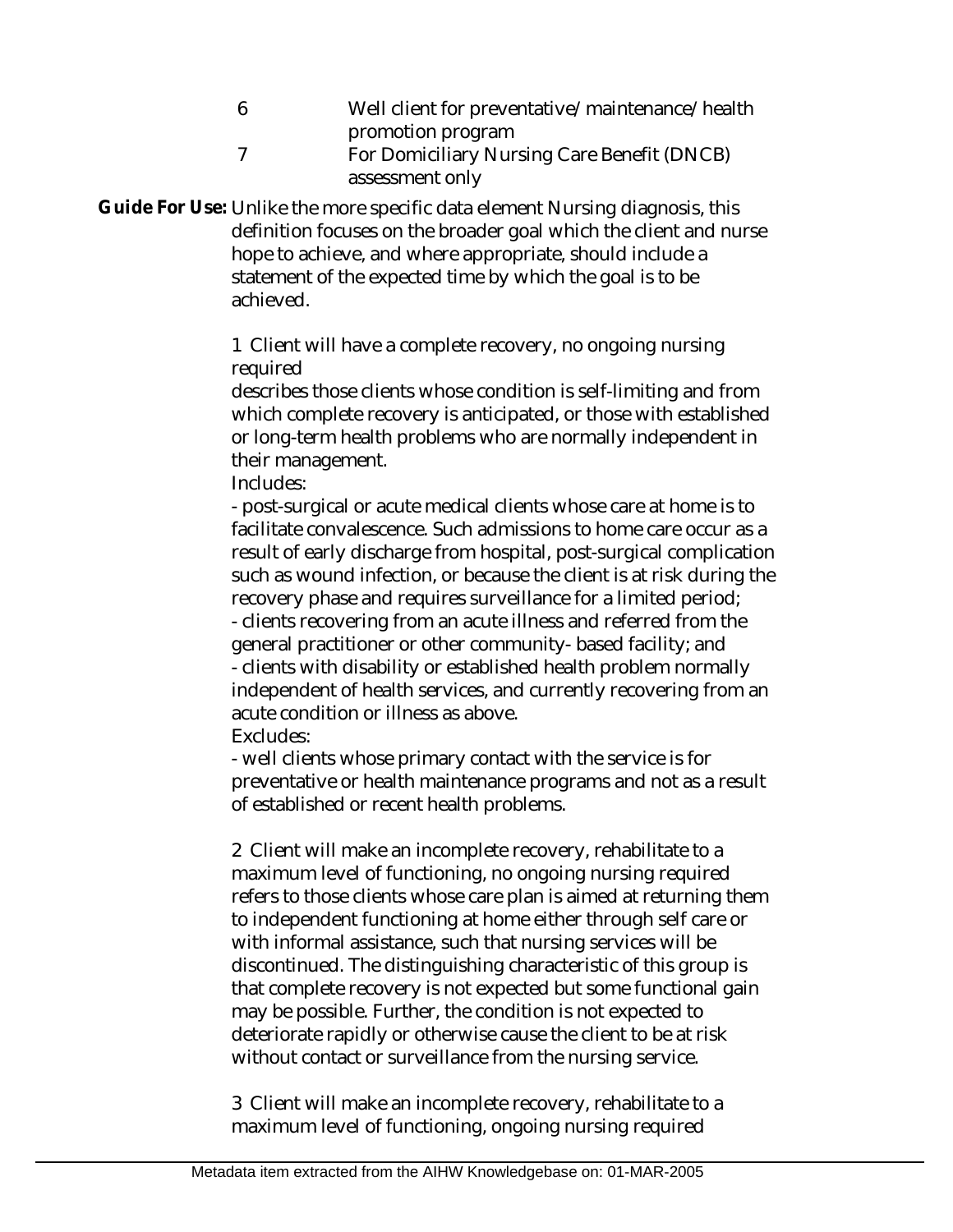| | |
|---|---|
| 6 | Well client for preventative/maintenance/health promotion program |
| 7 | For Domiciliary Nursing Care Benefit (DNCB) assessment only |

**Guide For Use:** Unlike the more specific data element Nursing diagnosis, this definition focuses on the broader goal which the client and nurse hope to achieve, and where appropriate, should include a statement of the expected time by which the goal is to be achieved.

1 Client will have a complete recovery, no ongoing nursing required
describes those clients whose condition is self-limiting and from which complete recovery is anticipated, or those with established or long-term health problems who are normally independent in their management.
Includes:
- post-surgical or acute medical clients whose care at home is to facilitate convalescence. Such admissions to home care occur as a result of early discharge from hospital, post-surgical complication such as wound infection, or because the client is at risk during the recovery phase and requires surveillance for a limited period;
- clients recovering from an acute illness and referred from the general practitioner or other community- based facility; and
- clients with disability or established health problem normally independent of health services, and currently recovering from an acute condition or illness as above.
Excludes:
- well clients whose primary contact with the service is for preventative or health maintenance programs and not as a result of established or recent health problems.

2 Client will make an incomplete recovery, rehabilitate to a maximum level of functioning, no ongoing nursing required
refers to those clients whose care plan is aimed at returning them to independent functioning at home either through self care or with informal assistance, such that nursing services will be discontinued. The distinguishing characteristic of this group is that complete recovery is not expected but some functional gain may be possible. Further, the condition is not expected to deteriorate rapidly or otherwise cause the client to be at risk without contact or surveillance from the nursing service.

3 Client will make an incomplete recovery, rehabilitate to a maximum level of functioning, ongoing nursing required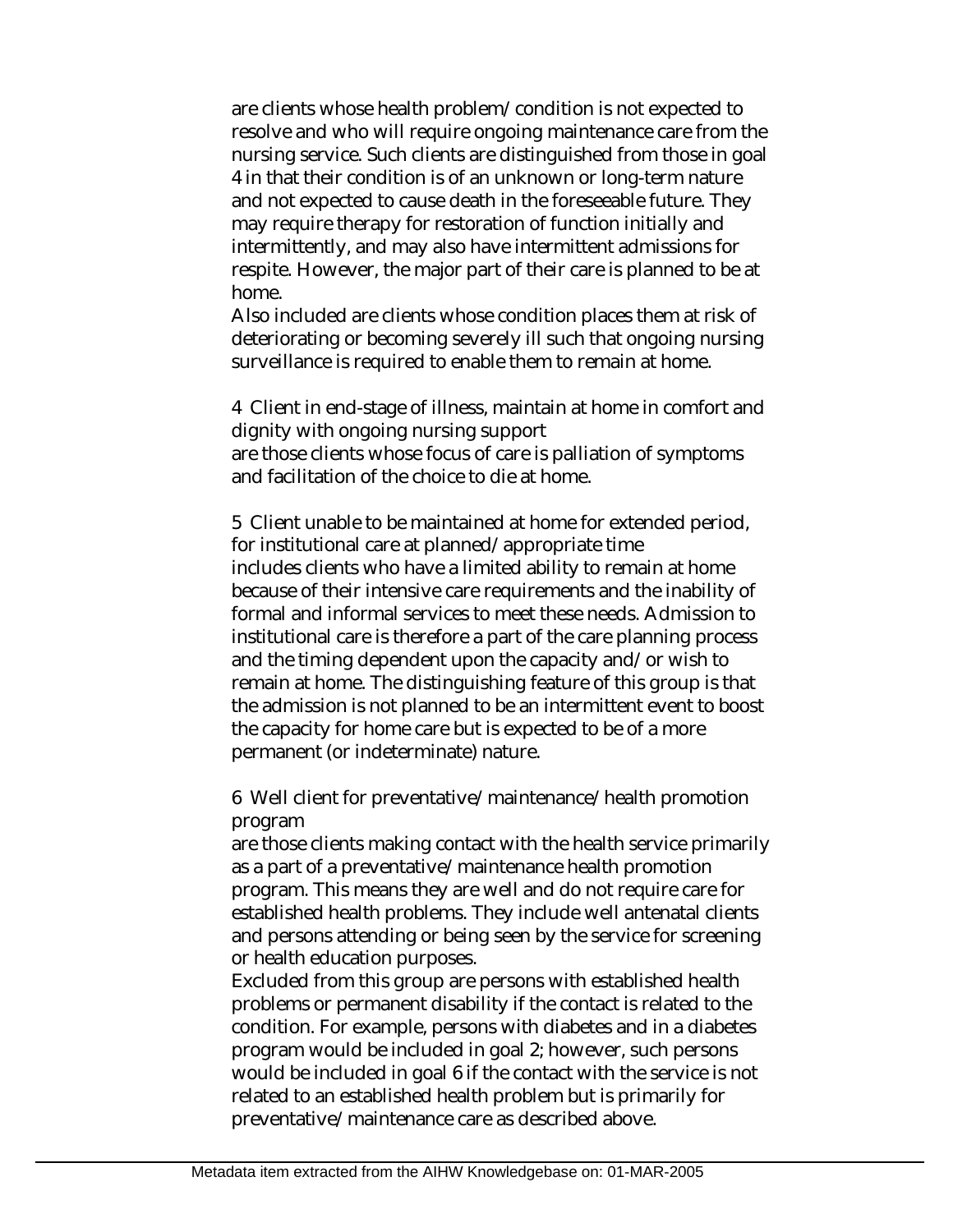are clients whose health problem/condition is not expected to resolve and who will require ongoing maintenance care from the nursing service. Such clients are distinguished from those in goal 4 in that their condition is of an unknown or long-term nature and not expected to cause death in the foreseeable future. They may require therapy for restoration of function initially and intermittently, and may also have intermittent admissions for respite. However, the major part of their care is planned to be at home.
Also included are clients whose condition places them at risk of deteriorating or becoming severely ill such that ongoing nursing surveillance is required to enable them to remain at home.

4 Client in end-stage of illness, maintain at home in comfort and dignity with ongoing nursing support
are those clients whose focus of care is palliation of symptoms and facilitation of the choice to die at home.

5 Client unable to be maintained at home for extended period, for institutional care at planned/appropriate time
includes clients who have a limited ability to remain at home because of their intensive care requirements and the inability of formal and informal services to meet these needs. Admission to institutional care is therefore a part of the care planning process and the timing dependent upon the capacity and/or wish to remain at home. The distinguishing feature of this group is that the admission is not planned to be an intermittent event to boost the capacity for home care but is expected to be of a more permanent (or indeterminate) nature.

6 Well client for preventative/maintenance/health promotion program
are those clients making contact with the health service primarily as a part of a preventative/maintenance health promotion program. This means they are well and do not require care for established health problems. They include well antenatal clients and persons attending or being seen by the service for screening or health education purposes.
Excluded from this group are persons with established health problems or permanent disability if the contact is related to the condition. For example, persons with diabetes and in a diabetes program would be included in goal 2; however, such persons would be included in goal 6 if the contact with the service is not related to an established health problem but is primarily for preventative/maintenance care as described above.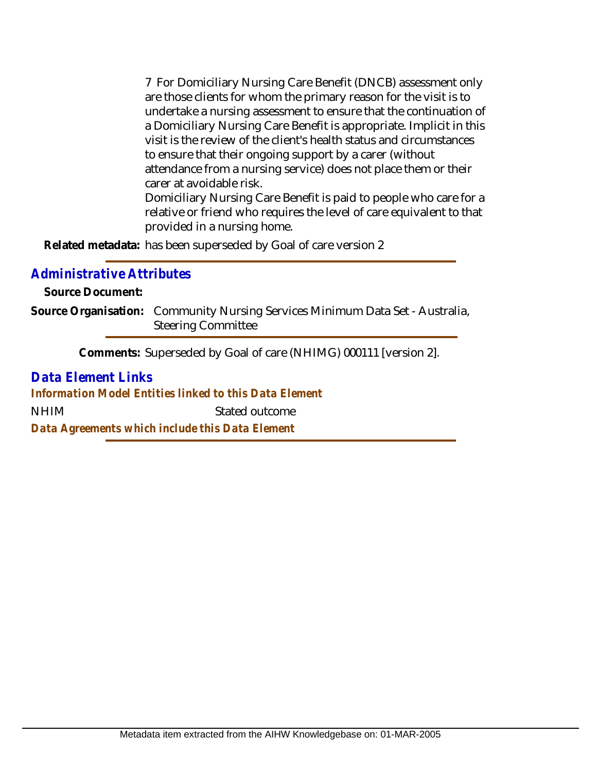7 For Domiciliary Nursing Care Benefit (DNCB) assessment only are those clients for whom the primary reason for the visit is to undertake a nursing assessment to ensure that the continuation of a Domiciliary Nursing Care Benefit is appropriate. Implicit in this visit is the review of the client's health status and circumstances to ensure that their ongoing support by a carer (without attendance from a nursing service) does not place them or their carer at avoidable risk.

Domiciliary Nursing Care Benefit is paid to people who care for a relative or friend who requires the level of care equivalent to that provided in a nursing home.

**Related metadata:** has been superseded by Goal of care version 2

## Administrative Attributes

**Source Document:**

**Source Organisation:** Community Nursing Services Minimum Data Set - Australia, Steering Committee

**Comments:** Superseded by Goal of care (NHIMG) 000111 [version 2].

## Data Element Links

### Information Model Entities linked to this Data Element

NHIM Stated outcome

### Data Agreements which include this Data Element

Metadata item extracted from the AIHW Knowledgebase on: 01-MAR-2005